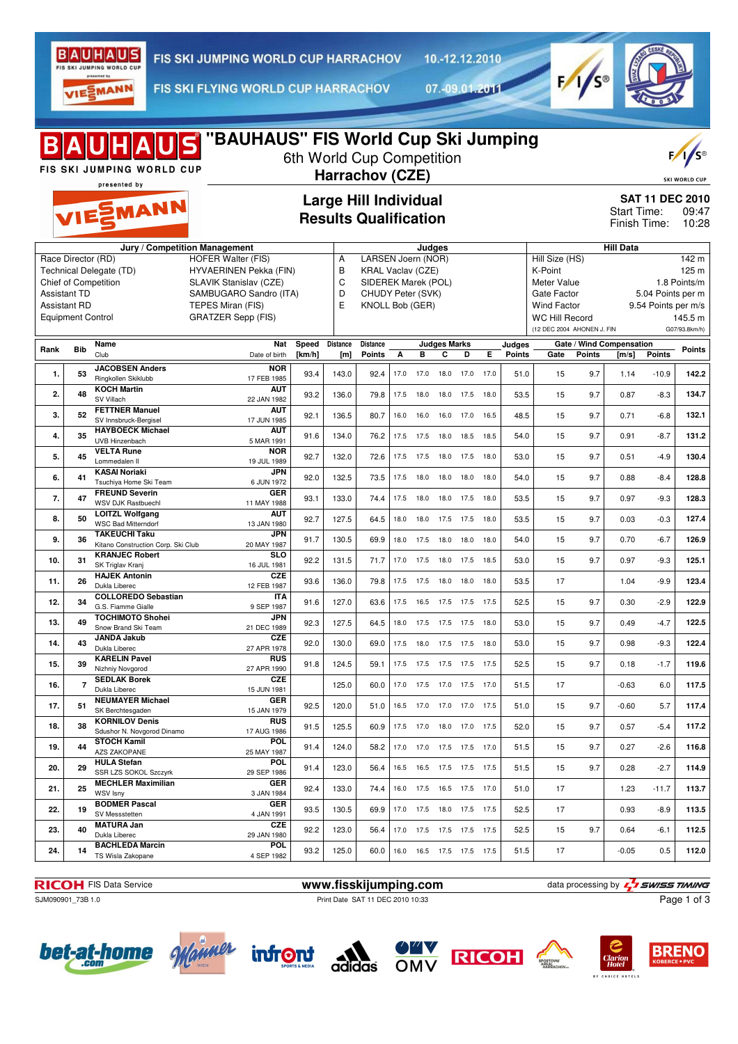FIS SKI JUMPING WORLD CUP HARRACHOV 10.-12.12.2010
FIS SKI FLYING WORLD CUP HARRACHOV 07.-09.01.2011

# "BAUHAUS" FIS World Cup Ski Jumping

6th World Cup Competition

**Harrachov (CZE)**

## Large Hill Individual
## Results Qualification

**SAT 11 DEC 2010**
Start Time: 09:47
Finish Time: 10:28

| Jury / Competition Management | | Judges | | Hill Data | |
|---|---|---|---|---|---|
| Race Director (RD) | HOFER Walter (FIS) | A | LARSEN Joern (NOR) | Hill Size (HS) | 142 m |
| Technical Delegate (TD) | HYVAERINEN Pekka (FIN) | B | KRAL Vaclav (CZE) | K-Point | 125 m |
| Chief of Competition | SLAVIK Stanislav (CZE) | C | SIDEREK Marek (POL) | Meter Value | 1.8 Points/m |
| Assistant TD | SAMBUGARO Sandro (ITA) | D | CHUDY Peter (SVK) | Gate Factor | 5.04 Points per m |
| Assistant RD | TEPES Miran (FIS) | E | KNOLL Bob (GER) | Wind Factor | 9.54 Points per m/s |
| Equipment Control | GRATZER Sepp (FIS) | | | WC Hill Record | 145.5 m |
| | | | | (12 DEC 2004 AHONEN J. FIN | G07/93.8km/h) |

| Rank | Bib | Name / Club | Nat / Date of birth | Speed [km/h] | Distance [m] | Distance Points | A | B | C | D | E | Judges Points | Gate | Gate Points | Wind [m/s] | Wind Points | Points |
|---|---|---|---|---|---|---|---|---|---|---|---|---|---|---|---|---|---|
| 1. | 53 | JACOBSEN Anders / Ringkollen Skiklubb | NOR / 17 FEB 1985 | 93.4 | 143.0 | 92.4 | 17.0 | 17.0 | 18.0 | 17.0 | 17.0 | 51.0 | 15 | 9.7 | 1.14 | -10.9 | 142.2 |
| 2. | 48 | KOCH Martin / SV Villach | AUT / 22 JAN 1982 | 93.2 | 136.0 | 79.8 | 17.5 | 18.0 | 18.0 | 17.5 | 18.0 | 53.5 | 15 | 9.7 | 0.87 | -8.3 | 134.7 |
| 3. | 52 | FETTNER Manuel / SV Innsbruck-Bergisel | AUT / 17 JUN 1985 | 92.1 | 136.5 | 80.7 | 16.0 | 16.0 | 16.0 | 17.0 | 16.5 | 48.5 | 15 | 9.7 | 0.71 | -6.8 | 132.1 |
| 4. | 35 | HAYBOECK Michael / UVB Hinzenbach | AUT / 5 MAR 1991 | 91.6 | 134.0 | 76.2 | 17.5 | 17.5 | 18.0 | 18.5 | 18.5 | 54.0 | 15 | 9.7 | 0.91 | -8.7 | 131.2 |
| 5. | 45 | VELTA Rune / Lommedalen II | NOR / 19 JUL 1989 | 92.7 | 132.0 | 72.6 | 17.5 | 17.5 | 18.0 | 17.5 | 18.0 | 53.0 | 15 | 9.7 | 0.51 | -4.9 | 130.4 |
| 6. | 41 | KASAI Noriaki / Tsuchiya Home Ski Team | JPN / 6 JUN 1972 | 92.0 | 132.5 | 73.5 | 17.5 | 18.0 | 18.0 | 18.0 | 18.0 | 54.0 | 15 | 9.7 | 0.88 | -8.4 | 128.8 |
| 7. | 47 | FREUND Severin / WSV DJK Rastbuechl | GER / 11 MAY 1988 | 93.1 | 133.0 | 74.4 | 17.5 | 18.0 | 18.0 | 17.5 | 18.0 | 53.5 | 15 | 9.7 | 0.97 | -9.3 | 128.3 |
| 8. | 50 | LOITZL Wolfgang / WSC Bad Mitterndorf | AUT / 13 JAN 1980 | 92.7 | 127.5 | 64.5 | 18.0 | 18.0 | 17.5 | 17.5 | 18.0 | 53.5 | 15 | 9.7 | 0.03 | -0.3 | 127.4 |
| 9. | 36 | TAKEUCHI Taku / Kitano Construction Corp. Ski Club | JPN / 20 MAY 1987 | 91.7 | 130.5 | 69.9 | 18.0 | 17.5 | 18.0 | 18.0 | 18.0 | 54.0 | 15 | 9.7 | 0.70 | -6.7 | 126.9 |
| 10. | 31 | KRANJEC Robert / SK Triglav Kranj | SLO / 16 JUL 1981 | 92.2 | 131.5 | 71.7 | 17.0 | 17.5 | 18.0 | 17.5 | 18.5 | 53.0 | 15 | 9.7 | 0.97 | -9.3 | 125.1 |
| 11. | 26 | HAJEK Antonin / Dukla Liberec | CZE / 12 FEB 1987 | 93.6 | 136.0 | 79.8 | 17.5 | 17.5 | 18.0 | 18.0 | 18.0 | 53.5 | 17 | | 1.04 | -9.9 | 123.4 |
| 12. | 34 | COLLOREDO Sebastian / G.S. Fiamme Gialle | ITA / 9 SEP 1987 | 91.6 | 127.0 | 63.6 | 17.5 | 16.5 | 17.5 | 17.5 | 17.5 | 52.5 | 15 | 9.7 | 0.30 | -2.9 | 122.9 |
| 13. | 49 | TOCHIMOTO Shohei / Snow Brand Ski Team | JPN / 21 DEC 1989 | 92.3 | 127.5 | 64.5 | 18.0 | 17.5 | 17.5 | 17.5 | 18.0 | 53.0 | 15 | 9.7 | 0.49 | -4.7 | 122.5 |
| 14. | 43 | JANDA Jakub / Dukla Liberec | CZE / 27 APR 1978 | 92.0 | 130.0 | 69.0 | 17.5 | 18.0 | 17.5 | 17.5 | 18.0 | 53.0 | 15 | 9.7 | 0.98 | -9.3 | 122.4 |
| 15. | 39 | KARELIN Pavel / Nizhniy Novgorod | RUS / 27 APR 1990 | 91.8 | 124.5 | 59.1 | 17.5 | 17.5 | 17.5 | 17.5 | 17.5 | 52.5 | 15 | 9.7 | 0.18 | -1.7 | 119.6 |
| 16. | 7 | SEDLAK Borek / Dukla Liberec | CZE / 15 JUN 1981 | | 125.0 | 60.0 | 17.0 | 17.5 | 17.0 | 17.5 | 17.0 | 51.5 | 17 | | -0.63 | 6.0 | 117.5 |
| 17. | 51 | NEUMAYER Michael / SK Berchtesgaden | GER / 15 JAN 1979 | 92.5 | 120.0 | 51.0 | 16.5 | 17.0 | 17.0 | 17.0 | 17.5 | 51.0 | 15 | 9.7 | -0.60 | 5.7 | 117.4 |
| 18. | 38 | KORNILOV Denis / Sdushor N. Novgorod Dinamo | RUS / 17 AUG 1986 | 91.5 | 125.5 | 60.9 | 17.5 | 17.0 | 18.0 | 17.0 | 17.5 | 52.0 | 15 | 9.7 | 0.57 | -5.4 | 117.2 |
| 19. | 44 | STOCH Kamil / AZS ZAKOPANE | POL / 25 MAY 1987 | 91.4 | 124.0 | 58.2 | 17.0 | 17.0 | 17.5 | 17.5 | 17.0 | 51.5 | 15 | 9.7 | 0.27 | -2.6 | 116.8 |
| 20. | 29 | HULA Stefan / SSR LZS SOKOL Szczyrk | POL / 29 SEP 1986 | 91.4 | 123.0 | 56.4 | 16.5 | 16.5 | 17.5 | 17.5 | 17.5 | 51.5 | 15 | 9.7 | 0.28 | -2.7 | 114.9 |
| 21. | 25 | MECHLER Maximilian / WSV Isny | GER / 3 JAN 1984 | 92.4 | 133.0 | 74.4 | 16.0 | 17.5 | 16.5 | 17.5 | 17.0 | 51.0 | 17 | | 1.23 | -11.7 | 113.7 |
| 22. | 19 | BODMER Pascal / SV Messstetten | GER / 4 JAN 1991 | 93.5 | 130.5 | 69.9 | 17.0 | 17.5 | 18.0 | 17.5 | 17.5 | 52.5 | 17 | | 0.93 | -8.9 | 113.5 |
| 23. | 40 | MATURA Jan / Dukla Liberec | CZE / 29 JAN 1980 | 92.2 | 123.0 | 56.4 | 17.0 | 17.5 | 17.5 | 17.5 | 17.5 | 52.5 | 15 | 9.7 | 0.64 | -6.1 | 112.5 |
| 24. | 14 | BACHLEDA Marcin / TS Wisla Zakopane | POL / 4 SEP 1982 | 93.2 | 125.0 | 60.0 | 16.0 | 16.5 | 17.5 | 17.5 | 17.5 | 51.5 | 17 | | -0.05 | 0.5 | 112.0 |

RICOH FIS Data Service www.fisskijumping.com data processing by SWISS TIMING

SJM090901_73B 1.0 Print Date SAT 11 DEC 2010 10:33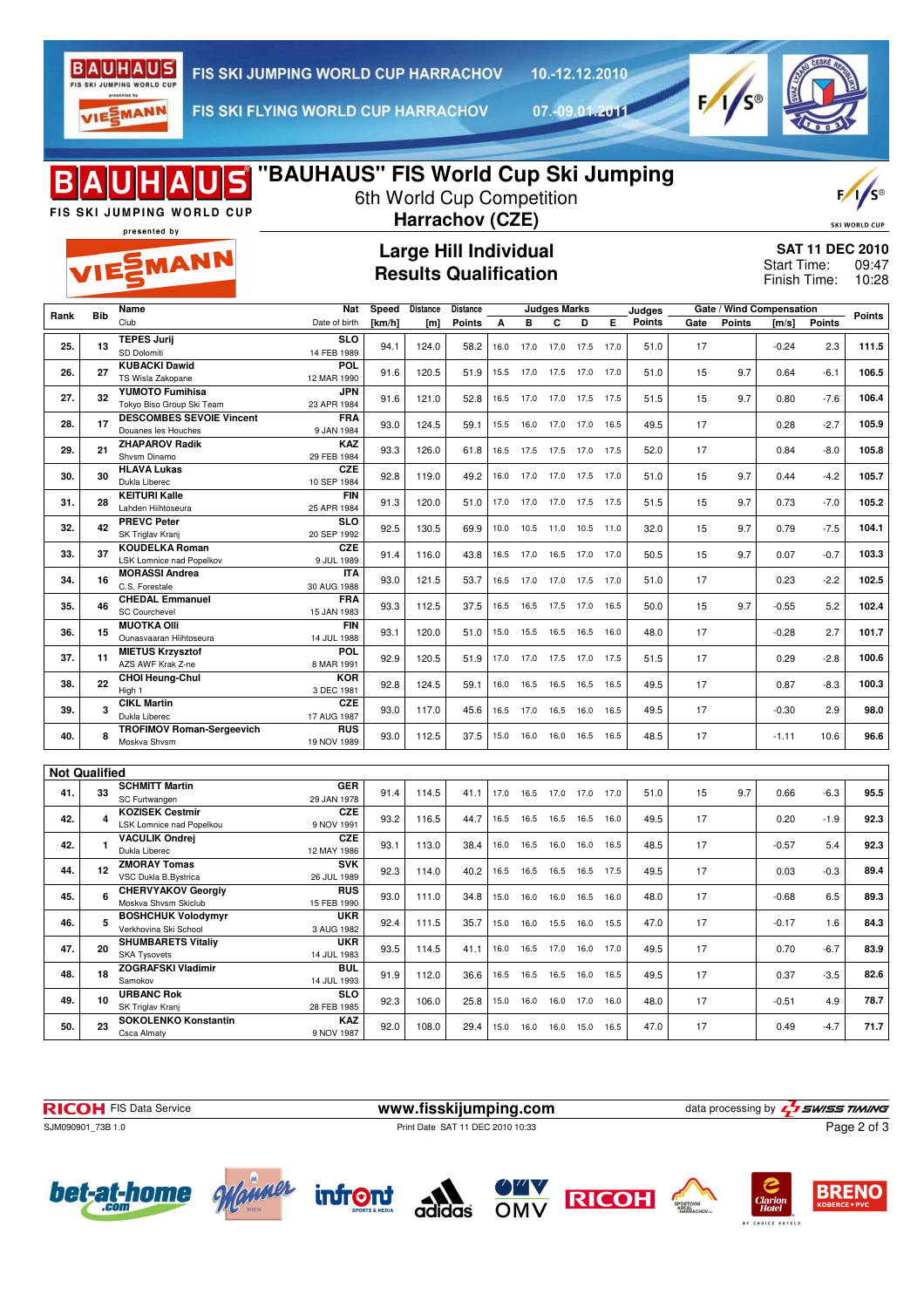# "BAUHAUS" FIS World Cup Ski Jumping

6th World Cup Competition

**Harrachov (CZE)**

## Large Hill Individual
## Results Qualification

**SAT 11 DEC 2010**
Start Time: 09:47
Finish Time: 10:28

| Rank | Bib | Name / Club | Nat / Date of birth | Speed [km/h] | Distance [m] | Distance Points | A | B | C | D | E | Judges Points | Gate | Gate Points | Wind [m/s] | Wind Points | Points |
|---|---|---|---|---|---|---|---|---|---|---|---|---|---|---|---|---|---|
| 25. | 13 | TEPES Jurij / SD Dolomiti | SLO / 14 FEB 1989 | 94.1 | 124.0 | 58.2 | 16.0 | 17.0 | 17.0 | 17.5 | 17.0 | 51.0 | 17 | | -0.24 | 2.3 | 111.5 |
| 26. | 27 | KUBACKI Dawid / TS Wisla Zakopane | POL / 12 MAR 1990 | 91.6 | 120.5 | 51.9 | 15.5 | 17.0 | 17.5 | 17.0 | 17.0 | 51.0 | 15 | 9.7 | 0.64 | -6.1 | 106.5 |
| 27. | 32 | YUMOTO Fumihisa / Tokyo Biso Group Ski Team | JPN / 23 APR 1984 | 91.6 | 121.0 | 52.8 | 16.5 | 17.0 | 17.0 | 17.5 | 17.5 | 51.5 | 15 | 9.7 | 0.80 | -7.6 | 106.4 |
| 28. | 17 | DESCOMBES SEVOIE Vincent / Douanes les Houches | FRA / 9 JAN 1984 | 93.0 | 124.5 | 59.1 | 15.5 | 16.0 | 17.0 | 17.0 | 16.5 | 49.5 | 17 | | 0.28 | -2.7 | 105.9 |
| 29. | 21 | ZHAPAROV Radik / Shvsm Dinamo | KAZ / 29 FEB 1984 | 93.3 | 126.0 | 61.8 | 16.5 | 17.5 | 17.5 | 17.0 | 17.5 | 52.0 | 17 | | 0.84 | -8.0 | 105.8 |
| 30. | 30 | HLAVA Lukas / Dukla Liberec | CZE / 10 SEP 1984 | 92.8 | 119.0 | 49.2 | 16.0 | 17.0 | 17.0 | 17.5 | 17.0 | 51.0 | 15 | 9.7 | 0.44 | -4.2 | 105.7 |
| 31. | 28 | KEITURI Kalle / Lahden Hiihtoseura | FIN / 25 APR 1984 | 91.3 | 120.0 | 51.0 | 17.0 | 17.0 | 17.0 | 17.5 | 17.5 | 51.5 | 15 | 9.7 | 0.73 | -7.0 | 105.2 |
| 32. | 42 | PREVC Peter / SK Triglav Kranj | SLO / 20 SEP 1992 | 92.5 | 130.5 | 69.9 | 10.0 | 10.5 | 11.0 | 10.5 | 11.0 | 32.0 | 15 | 9.7 | 0.79 | -7.5 | 104.1 |
| 33. | 37 | KOUDELKA Roman / LSK Lomnice nad Popelkov | CZE / 9 JUL 1989 | 91.4 | 116.0 | 43.8 | 16.5 | 17.0 | 16.5 | 17.0 | 17.0 | 50.5 | 15 | 9.7 | 0.07 | -0.7 | 103.3 |
| 34. | 16 | MORASSI Andrea / C.S. Forestale | ITA / 30 AUG 1988 | 93.0 | 121.5 | 53.7 | 16.5 | 17.0 | 17.0 | 17.5 | 17.0 | 51.0 | 17 | | 0.23 | -2.2 | 102.5 |
| 35. | 46 | CHEDAL Emmanuel / SC Courchevel | FRA / 15 JAN 1983 | 93.3 | 112.5 | 37.5 | 16.5 | 16.5 | 17.5 | 17.0 | 16.5 | 50.0 | 15 | 9.7 | -0.55 | 5.2 | 102.4 |
| 36. | 15 | MUOTKA Olli / Ounasvaaran Hiihtoseura | FIN / 14 JUL 1988 | 93.1 | 120.0 | 51.0 | 15.0 | 15.5 | 16.5 | 16.5 | 16.0 | 48.0 | 17 | | -0.28 | 2.7 | 101.7 |
| 37. | 11 | MIETUS Krzysztof / AZS AWF Krak Z-ne | POL / 8 MAR 1991 | 92.9 | 120.5 | 51.9 | 17.0 | 17.0 | 17.5 | 17.0 | 17.5 | 51.5 | 17 | | 0.29 | -2.8 | 100.6 |
| 38. | 22 | CHOI Heung-Chul / High 1 | KOR / 3 DEC 1981 | 92.8 | 124.5 | 59.1 | 16.0 | 16.5 | 16.5 | 16.5 | 16.5 | 49.5 | 17 | | 0.87 | -8.3 | 100.3 |
| 39. | 3 | CIKL Martin / Dukla Liberec | CZE / 17 AUG 1987 | 93.0 | 117.0 | 45.6 | 16.5 | 17.0 | 16.5 | 16.0 | 16.5 | 49.5 | 17 | | -0.30 | 2.9 | 98.0 |
| 40. | 8 | TROFIMOV Roman-Sergeevich / Moskva Shvsm | RUS / 19 NOV 1989 | 93.0 | 112.5 | 37.5 | 15.0 | 16.0 | 16.0 | 16.5 | 16.5 | 48.5 | 17 | | -1.11 | 10.6 | 96.6 |

### Not Qualified

| Rank | Bib | Name / Club | Nat / Date of birth | Speed [km/h] | Distance [m] | Distance Points | A | B | C | D | E | Judges Points | Gate | Gate Points | Wind [m/s] | Wind Points | Points |
|---|---|---|---|---|---|---|---|---|---|---|---|---|---|---|---|---|---|
| 41. | 33 | SCHMITT Martin / SC Furtwangen | GER / 29 JAN 1978 | 91.4 | 114.5 | 41.1 | 17.0 | 16.5 | 17.0 | 17.0 | 17.0 | 51.0 | 15 | 9.7 | 0.66 | -6.3 | 95.5 |
| 42. | 4 | KOZISEK Cestmir / LSK Lomnice nad Popelkou | CZE / 9 NOV 1991 | 93.2 | 116.5 | 44.7 | 16.5 | 16.5 | 16.5 | 16.5 | 16.0 | 49.5 | 17 | | 0.20 | -1.9 | 92.3 |
| 42. | 1 | VACULIK Ondrej / Dukla Liberec | CZE / 12 MAY 1986 | 93.1 | 113.0 | 38.4 | 16.0 | 16.5 | 16.0 | 16.0 | 16.5 | 48.5 | 17 | | -0.57 | 5.4 | 92.3 |
| 44. | 12 | ZMORAY Tomas / VSC Dukla B.Bystrica | SVK / 26 JUL 1989 | 92.3 | 114.0 | 40.2 | 16.5 | 16.5 | 16.5 | 16.5 | 17.5 | 49.5 | 17 | | 0.03 | -0.3 | 89.4 |
| 45. | 6 | CHERVYAKOV Georgiy / Moskva Shvsm Skiclub | RUS / 15 FEB 1990 | 93.0 | 111.0 | 34.8 | 15.0 | 16.0 | 16.0 | 16.5 | 16.0 | 48.0 | 17 | | -0.68 | 6.5 | 89.3 |
| 46. | 5 | BOSHCHUK Volodymyr / Verkhovina Ski School | UKR / 3 AUG 1982 | 92.4 | 111.5 | 35.7 | 15.0 | 16.0 | 15.5 | 16.0 | 15.5 | 47.0 | 17 | | -0.17 | 1.6 | 84.3 |
| 47. | 20 | SHUMBARETS Vitaliy / SKA Tysovets | UKR / 14 JUL 1983 | 93.5 | 114.5 | 41.1 | 16.0 | 16.5 | 17.0 | 16.0 | 17.0 | 49.5 | 17 | | 0.70 | -6.7 | 83.9 |
| 48. | 18 | ZOGRAFSKI Vladimir / Samokov | BUL / 14 JUL 1993 | 91.9 | 112.0 | 36.6 | 16.5 | 16.5 | 16.5 | 16.0 | 16.5 | 49.5 | 17 | | 0.37 | -3.5 | 82.6 |
| 49. | 10 | URBANC Rok / SK Triglav Kranj | SLO / 28 FEB 1985 | 92.3 | 106.0 | 25.8 | 15.0 | 16.0 | 16.0 | 17.0 | 16.0 | 48.0 | 17 | | -0.51 | 4.9 | 78.7 |
| 50. | 23 | SOKOLENKO Konstantin / Csca Almaty | KAZ / 9 NOV 1987 | 92.0 | 108.0 | 29.4 | 15.0 | 16.0 | 16.0 | 15.0 | 16.5 | 47.0 | 17 | | 0.49 | -4.7 | 71.7 |

SJM090901_73B 1.0
www.fisskijumping.com
Print Date SAT 11 DEC 2010 10:33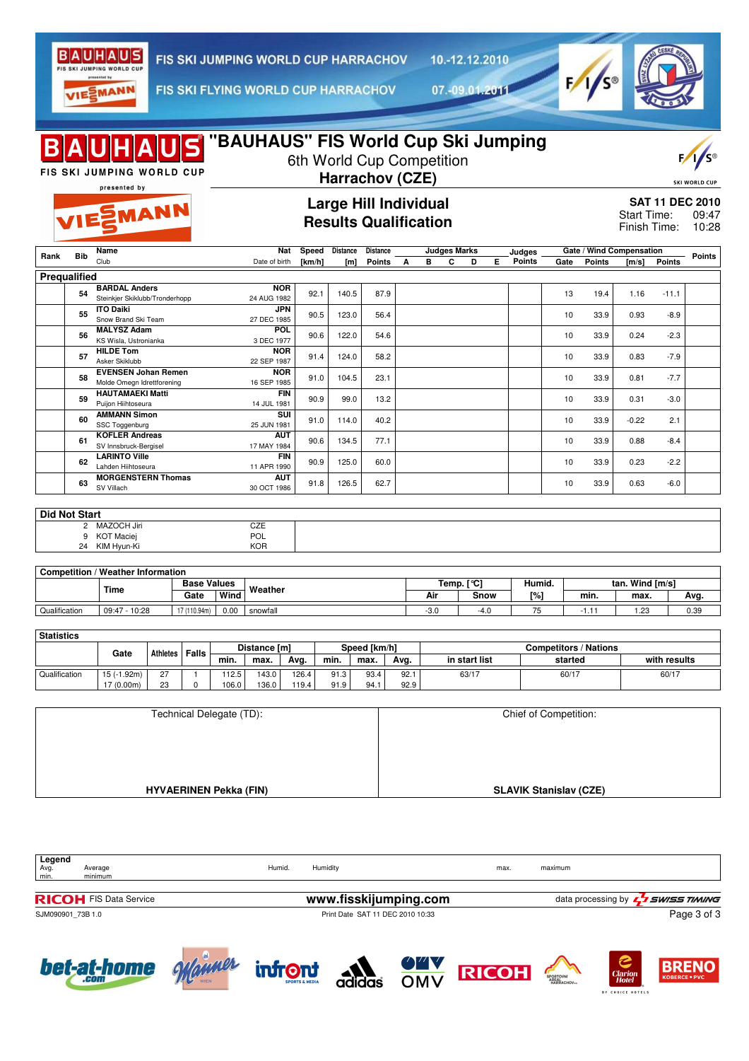FIS SKI JUMPING WORLD CUP HARRACHOV 10.-12.12.2010

FIS SKI FLYING WORLD CUP HARRACHOV 07.-09.01.2011

# "BAUHAUS" FIS World Cup Ski Jumping

6th World Cup Competition

**Harrachov (CZE)**

## Large Hill Individual
## Results Qualification

**SAT 11 DEC 2010**
Start Time: 09:47
Finish Time: 10:28

| Rank | Bib | Name / Club | Nat / Date of birth | Speed [km/h] | Distance [m] | Distance Points | A | B | C | D | E | Judges Points | Gate | Gate Points | Wind [m/s] | Wind Points | Points |
|---|---|---|---|---|---|---|---|---|---|---|---|---|---|---|---|---|---|
| **Prequalified** | | | | | | | | | | | | | | | | | |
| | 54 | **BARDAL Anders** Steinkjer Skiklubb/Tronderhopp | **NOR** 24 AUG 1982 | 92.1 | 140.5 | 87.9 | | | | | | | 13 | 19.4 | 1.16 | -11.1 | |
| | 55 | **ITO Daiki** Snow Brand Ski Team | **JPN** 27 DEC 1985 | 90.5 | 123.0 | 56.4 | | | | | | | 10 | 33.9 | 0.93 | -8.9 | |
| | 56 | **MALYSZ Adam** KS Wisla, Ustronianka | **POL** 3 DEC 1977 | 90.6 | 122.0 | 54.6 | | | | | | | 10 | 33.9 | 0.24 | -2.3 | |
| | 57 | **HILDE Tom** Asker Skiklubb | **NOR** 22 SEP 1987 | 91.4 | 124.0 | 58.2 | | | | | | | 10 | 33.9 | 0.83 | -7.9 | |
| | 58 | **EVENSEN Johan Remen** Molde Omegn Idrettforening | **NOR** 16 SEP 1985 | 91.0 | 104.5 | 23.1 | | | | | | | 10 | 33.9 | 0.81 | -7.7 | |
| | 59 | **HAUTAMAEKI Matti** Puijon Hiihtoseura | **FIN** 14 JUL 1981 | 90.9 | 99.0 | 13.2 | | | | | | | 10 | 33.9 | 0.31 | -3.0 | |
| | 60 | **AMMANN Simon** SSC Toggenburg | **SUI** 25 JUN 1981 | 91.0 | 114.0 | 40.2 | | | | | | | 10 | 33.9 | -0.22 | 2.1 | |
| | 61 | **KOFLER Andreas** SV Innsbruck-Bergisel | **AUT** 17 MAY 1984 | 90.6 | 134.5 | 77.1 | | | | | | | 10 | 33.9 | 0.88 | -8.4 | |
| | 62 | **LARINTO Ville** Lahden Hiihtoseura | **FIN** 11 APR 1990 | 90.9 | 125.0 | 60.0 | | | | | | | 10 | 33.9 | 0.23 | -2.2 | |
| | 63 | **MORGENSTERN Thomas** SV Villach | **AUT** 30 OCT 1986 | 91.8 | 126.5 | 62.7 | | | | | | | 10 | 33.9 | 0.63 | -6.0 | |

**Did Not Start**

| Bib | Name | Nat |
|---|---|---|
| 2 | MAZOCH Jiri | CZE |
| 9 | KOT Maciej | POL |
| 24 | KIM Hyun-Ki | KOR |

**Competition / Weather Information**

| | Time | Base Values Gate | Base Values Wind | Weather | Temp. [°C] Air | Temp. [°C] Snow | Humid. [%] | tan. Wind [m/s] min. | max. | Avg. |
|---|---|---|---|---|---|---|---|---|---|---|
| Qualification | 09:47 - 10:28 | 17 (110.94m) | 0.00 | snowfall | -3.0 | -4.0 | 75 | -1.11 | 1.23 | 0.39 |

**Statistics**

| | Gate | Athletes | Falls | Distance [m] min. | max. | Avg. | Speed [km/h] min. | max. | Avg. | Competitors / Nations in start list | started | with results |
|---|---|---|---|---|---|---|---|---|---|---|---|---|
| Qualification | 15 (-1.92m) | 27 | 1 | 112.5 | 143.0 | 126.4 | 91.3 | 93.4 | 92.1 | 63/17 | 60/17 | 60/17 |
| | 17 (0.00m) | 23 | 0 | 106.0 | 136.0 | 119.4 | 91.9 | 94.1 | 92.9 | | | |

| Technical Delegate (TD): | Chief of Competition: |
|---|---|
| **HYVAERINEN Pekka (FIN)** | **SLAVIK Stanislav (CZE)** |

**Legend**
Avg. Average
min. minimum
Humid. Humidity
max. maximum

RICOH FIS Data Service — www.fisskijumping.com — data processing by SWISS TIMING

SJM090901_73B 1.0 — Print Date SAT 11 DEC 2010 10:33